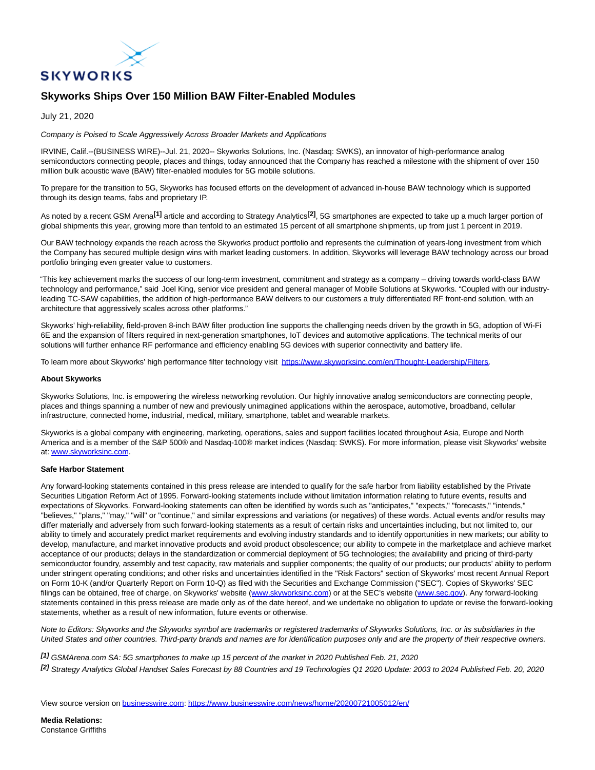SKYWORKS

# Skyworks Ships Over 150 Million BAW Filter-Enabled Modules

July 21, 2020

*Company is Poised to Scale Aggressively Across Broader Markets and Applications*

IRVINE, Calif.--(BUSINESS WIRE)--Jul. 21, 2020-- Skyworks Solutions, Inc. (Nasdaq: SWKS), an innovator of high-performance analog semiconductors connecting people, places and things, today announced that the Company has reached a milestone with the shipment of over 150 million bulk acoustic wave (BAW) filter-enabled modules for 5G mobile solutions.

To prepare for the transition to 5G, Skyworks has focused efforts on the development of advanced in-house BAW technology which is supported through its design teams, fabs and proprietary IP.

As noted by a recent GSM Arena[1] article and according to Strategy Analytics[2], 5G smartphones are expected to take up a much larger portion of global shipments this year, growing more than tenfold to an estimated 15 percent of all smartphone shipments, up from just 1 percent in 2019.

Our BAW technology expands the reach across the Skyworks product portfolio and represents the culmination of years-long investment from which the Company has secured multiple design wins with market leading customers. In addition, Skyworks will leverage BAW technology across our broad portfolio bringing even greater value to customers.

"This key achievement marks the success of our long-term investment, commitment and strategy as a company – driving towards world-class BAW technology and performance," said Joel King, senior vice president and general manager of Mobile Solutions at Skyworks. "Coupled with our industry-leading TC-SAW capabilities, the addition of high-performance BAW delivers to our customers a truly differentiated RF front-end solution, with an architecture that aggressively scales across other platforms."

Skyworks' high-reliability, field-proven 8-inch BAW filter production line supports the challenging needs driven by the growth in 5G, adoption of Wi-Fi 6E and the expansion of filters required in next-generation smartphones, IoT devices and automotive applications. The technical merits of our solutions will further enhance RF performance and efficiency enabling 5G devices with superior connectivity and battery life.

To learn more about Skyworks' high performance filter technology visit https://www.skyworksinc.com/en/Thought-Leadership/Filters.

**About Skyworks**

Skyworks Solutions, Inc. is empowering the wireless networking revolution. Our highly innovative analog semiconductors are connecting people, places and things spanning a number of new and previously unimagined applications within the aerospace, automotive, broadband, cellular infrastructure, connected home, industrial, medical, military, smartphone, tablet and wearable markets.

Skyworks is a global company with engineering, marketing, operations, sales and support facilities located throughout Asia, Europe and North America and is a member of the S&P 500® and Nasdaq-100® market indices (Nasdaq: SWKS). For more information, please visit Skyworks' website at: www.skyworksinc.com.

**Safe Harbor Statement**

Any forward-looking statements contained in this press release are intended to qualify for the safe harbor from liability established by the Private Securities Litigation Reform Act of 1995. Forward-looking statements include without limitation information relating to future events, results and expectations of Skyworks. Forward-looking statements can often be identified by words such as "anticipates," "expects," "forecasts," "intends," "believes," "plans," "may," "will" or "continue," and similar expressions and variations (or negatives) of these words. Actual events and/or results may differ materially and adversely from such forward-looking statements as a result of certain risks and uncertainties including, but not limited to, our ability to timely and accurately predict market requirements and evolving industry standards and to identify opportunities in new markets; our ability to develop, manufacture, and market innovative products and avoid product obsolescence; our ability to compete in the marketplace and achieve market acceptance of our products; delays in the standardization or commercial deployment of 5G technologies; the availability and pricing of third-party semiconductor foundry, assembly and test capacity, raw materials and supplier components; the quality of our products; our products' ability to perform under stringent operating conditions; and other risks and uncertainties identified in the "Risk Factors" section of Skyworks' most recent Annual Report on Form 10-K (and/or Quarterly Report on Form 10-Q) as filed with the Securities and Exchange Commission ("SEC"). Copies of Skyworks' SEC filings can be obtained, free of charge, on Skyworks' website (www.skyworksinc.com) or at the SEC's website (www.sec.gov). Any forward-looking statements contained in this press release are made only as of the date hereof, and we undertake no obligation to update or revise the forward-looking statements, whether as a result of new information, future events or otherwise.

*Note to Editors: Skyworks and the Skyworks symbol are trademarks or registered trademarks of Skyworks Solutions, Inc. or its subsidiaries in the United States and other countries. Third-party brands and names are for identification purposes only and are the property of their respective owners.*

[1] *GSMArena.com SA: 5G smartphones to make up 15 percent of the market in 2020 Published Feb. 21, 2020*

[2] *Strategy Analytics Global Handset Sales Forecast by 88 Countries and 19 Technologies Q1 2020 Update: 2003 to 2024 Published Feb. 20, 2020*

View source version on businesswire.com: https://www.businesswire.com/news/home/20200721005012/en/

**Media Relations:**
Constance Griffiths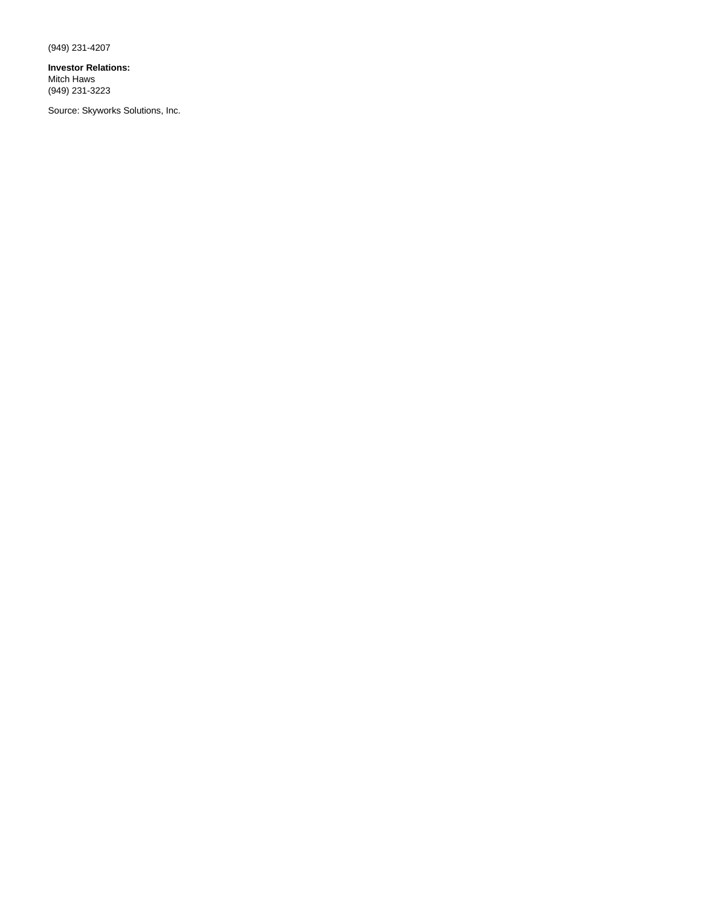(949) 231-4207

**Investor Relations:**
Mitch Haws
(949) 231-3223

Source: Skyworks Solutions, Inc.